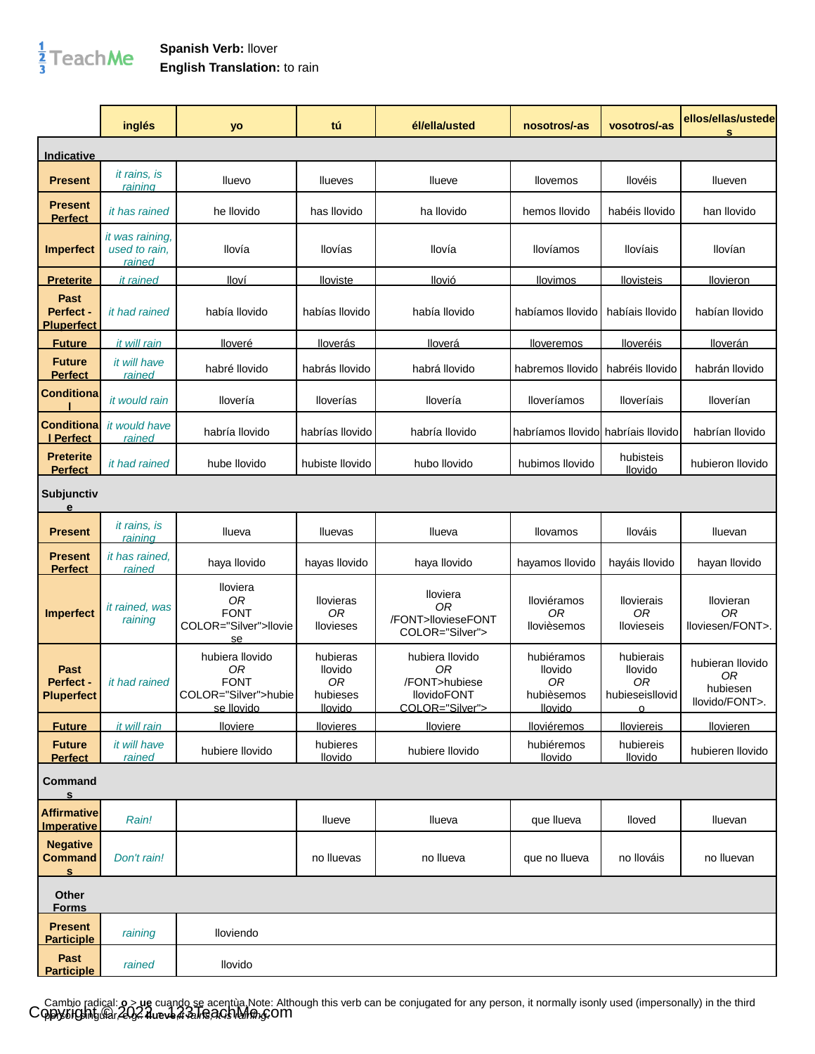**Spanish Verb:** llover
**English Translation:** to rain

| | inglés | yo | tú | él/ella/usted | nosotros/-as | vosotros/-as | ellos/ellas/ustedes |
|---|---|---|---|---|---|---|---|
| **Indicative** | | | | | | | |
| **Present** | *it rains, is raining* | lluevo | llueves | llueve | llovemos | llovéis | llueven |
| **Present Perfect** | *it has rained* | he llovido | has llovido | ha llovido | hemos llovido | habéis llovido | han llovido |
| **Imperfect** | *it was raining, used to rain, rained* | llovía | llovías | llovía | llovíamos | llovíais | llovían |
| **Preterite** | *it rained* | llovî | lloviste | llovió | llovimos | llovisteis | llovieron |
| **Past Perfect - Pluperfect** | *it had rained* | había llovido | habías llovido | había llovido | habíamos llovido | habíais llovido | habían llovido |
| **Future** | *it will rain* | lloveré | lloverás | lloverá | lloveremos | lloveréis | lloverán |
| **Future Perfect** | *it will have rained* | habré llovido | habrás llovido | habrá llovido | habremos llovido | habréis llovido | habrán llovido |
| **Conditional** | *it would rain* | llovería | lloverías | llovería | lloveríamos | lloveríais | lloverían |
| **Conditional Perfect** | *it would have rained* | habría llovido | habrías llovido | habría llovido | habríamos llovido | habríais llovido | habrían llovido |
| **Preterite Perfect** | *it had rained* | hube llovido | hubiste llovido | hubo llovido | hubimos llovido | hubisteis llovido | hubieron llovido |
| **Subjunctive** | | | | | | | |
| **Present** | *it rains, is raining* | llueva | llueva­s | llueva | llovamos | llováis | lluevan |
| **Present Perfect** | *it has rained, rained* | haya llovido | hayas llovido | haya llovido | hayamos llovido | hayáis llovido | hayan llovido |
| **Imperfect** | *it rained, was raining* | lloviera *OR* FONT COLOR="Silver">llovie se | llovieras *OR* llovieses | lloviera *OR* /FONT>llovieseFONT COLOR="Silver"> | lloviéramos *OR* llovièsemos | llovierais *OR* llovieseis | llovieran *OR* lloviesen/FONT>. |
| **Past Perfect - Pluperfect** | *it had rained* | hubiera llovido *OR* FONT COLOR="Silver">hubie se llovido | hubieras llovido *OR* hubieses llovido | hubiera llovido *OR* /FONT>hubiese llovidoFONT COLOR="Silver"> | hubiéramos llovido *OR* hubièsemos llovido | hubierais llovido *OR* hubieseisllovid o | hubieran llovido *OR* hubiesen llovido/FONT>. |
| **Future** | *it will rain* | lloviere | llovieres | lloviere | lloviéremos | lloviereis | llovieren |
| **Future Perfect** | *it will have rained* | hubiere llovido | hubieres llovido | hubiere llovido | hubiéremos llovido | hubiereis llovido | hubieren llovido |
| **Commands** | | | | | | | |
| **Affirmative Imperative** | *Rain!* | | llueve | llueva | que llueva | lloved | lluevan |
| **Negative Commands** | *Don't rain!* | | no lluevas | no llueva | que no llueva | no llováis | no lluevan |
| **Other Forms** | | | | | | | |
| **Present Participle** | *raining* | lloviendo | | | | | |
| **Past Participle** | *rained* | llovido | | | | | |

Cambio radical: **o** > **ue** cuando se acentúa.Note: Although this verb can be conjugated for any person, it normally isonly used (impersonally) in the third person singular, e.g.: **llueve** *it rains, it's raining.*

Copyright © 2022 - 123TeachMe.com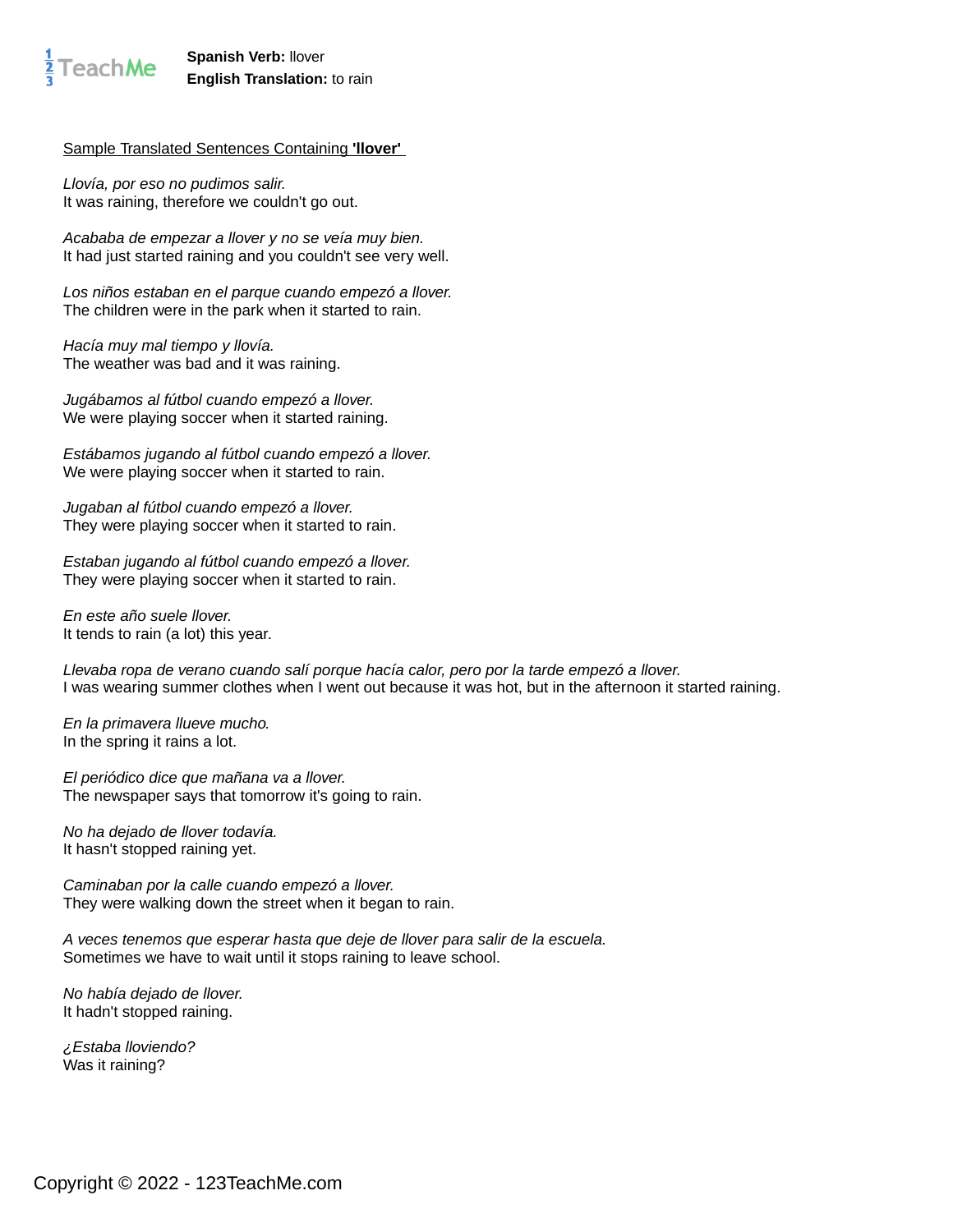**Spanish Verb:** llover
**English Translation:** to rain

<u>Sample Translated Sentences Containing **'llover'**</u>

*Llovía, por eso no pudimos salir.*
It was raining, therefore we couldn't go out.

*Acababa de empezar a llover y no se veía muy bien.*
It had just started raining and you couldn't see very well.

*Los niños estaban en el parque cuando empezó a llover.*
The children were in the park when it started to rain.

*Hacía muy mal tiempo y llovía.*
The weather was bad and it was raining.

*Jugábamos al fútbol cuando empezó a llover.*
We were playing soccer when it started raining.

*Estábamos jugando al fútbol cuando empezó a llover.*
We were playing soccer when it started to rain.

*Jugaban al fútbol cuando empezó a llover.*
They were playing soccer when it started to rain.

*Estaban jugando al fútbol cuando empezó a llover.*
They were playing soccer when it started to rain.

*En este año suele llover.*
It tends to rain (a lot) this year.

*Llevaba ropa de verano cuando salí porque hacía calor, pero por la tarde empezó a llover.*
I was wearing summer clothes when I went out because it was hot, but in the afternoon it started raining.

*En la primavera llueve mucho.*
In the spring it rains a lot.

*El periódico dice que mañana va a llover.*
The newspaper says that tomorrow it's going to rain.

*No ha dejado de llover todavía.*
It hasn't stopped raining yet.

*Caminaban por la calle cuando empezó a llover.*
They were walking down the street when it began to rain.

*A veces tenemos que esperar hasta que deje de llover para salir de la escuela.*
Sometimes we have to wait until it stops raining to leave school.

*No había dejado de llover.*
It hadn't stopped raining.

*¿Estaba lloviendo?*
Was it raining?